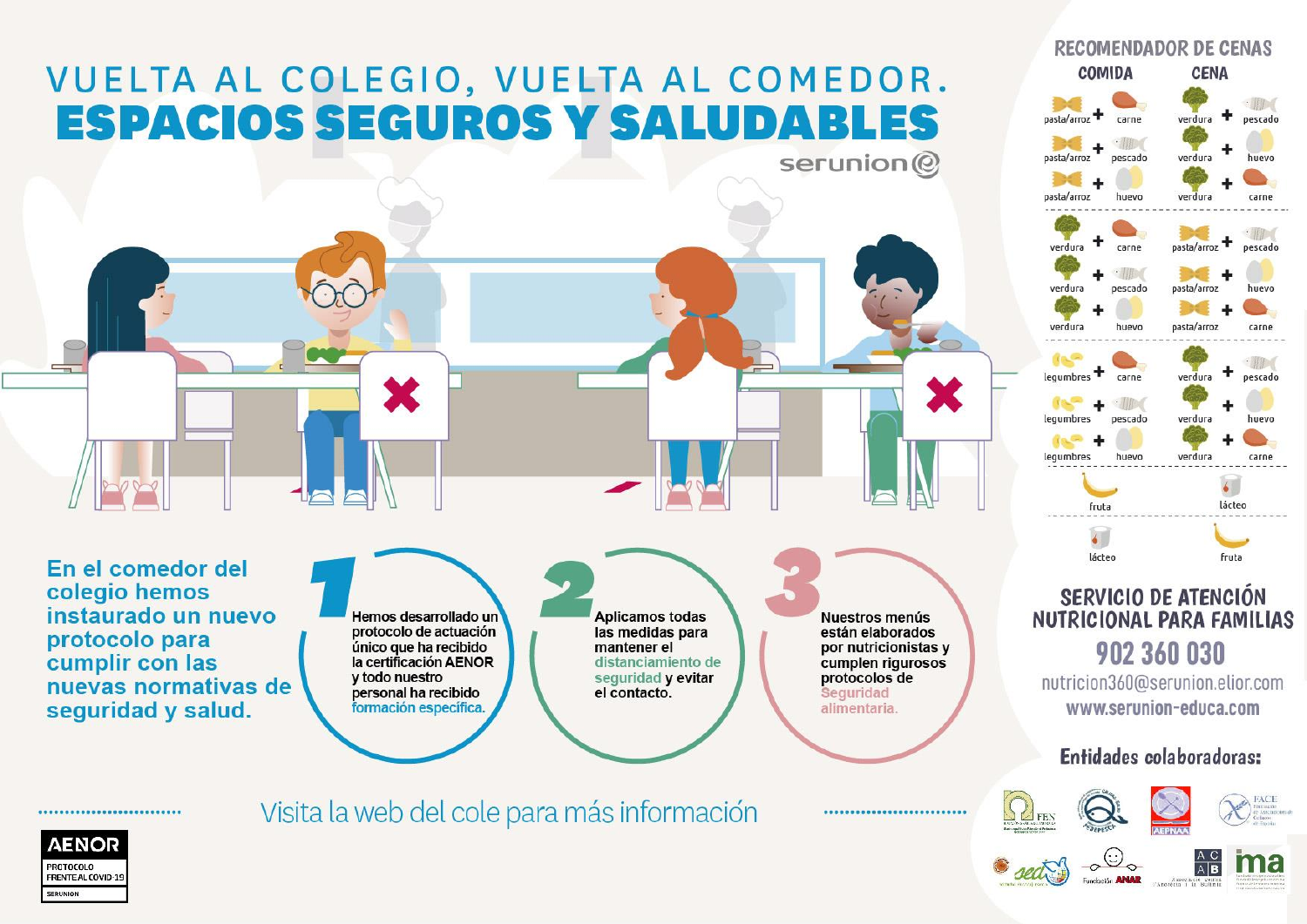# VUELTA AL COLEGIO, VUELTA AL COMEDOR.

# ESPACIOS SEGUROS Y SALUDABLES

serunion

En el comedor del colegio hemos instaurado un nuevo protocolo para cumplir con las nuevas normativas de seguridad y salud.

**1** Hemos desarrollado un protocolo de actuación único que ha recibido la certificación AENOR y todo nuestro personal ha recibido formación específica.

**2** Aplicamos todas las medidas para mantener el distanciamiento de seguridad y evitar el contacto.

**3** Nuestros menús están elaborados por nutricionistas y cumplen rigurosos protocolos de Seguridad alimentaria.

Visita la web del cole para más información

AENOR
PROTOCOLO FRENTE AL COVID-19
SERUNION

## RECOMENDADOR DE CENAS

| COMIDA | CENA |
|---|---|
| pasta/arroz + carne | verdura + pescado |
| pasta/arroz + pescado | verdura + huevo |
| pasta/arroz + huevo | verdura + carne |
| verdura + carne | pasta/arroz + pescado |
| verdura + pescado | pasta/arroz + huevo |
| verdura + huevo | pasta/arroz + carne |
| legumbres + carne | verdura + pescado |
| legumbres + pescado | verdura + huevo |
| legumbres + huevo | verdura + carne |
| fruta | lácteo |
| lácteo | fruta |

## SERVICIO DE ATENCIÓN NUTRICIONAL PARA FAMILIAS

902 360 030

nutricion360@serunion.elior.com

www.serunion-educa.com

**Entidades colaboradoras:**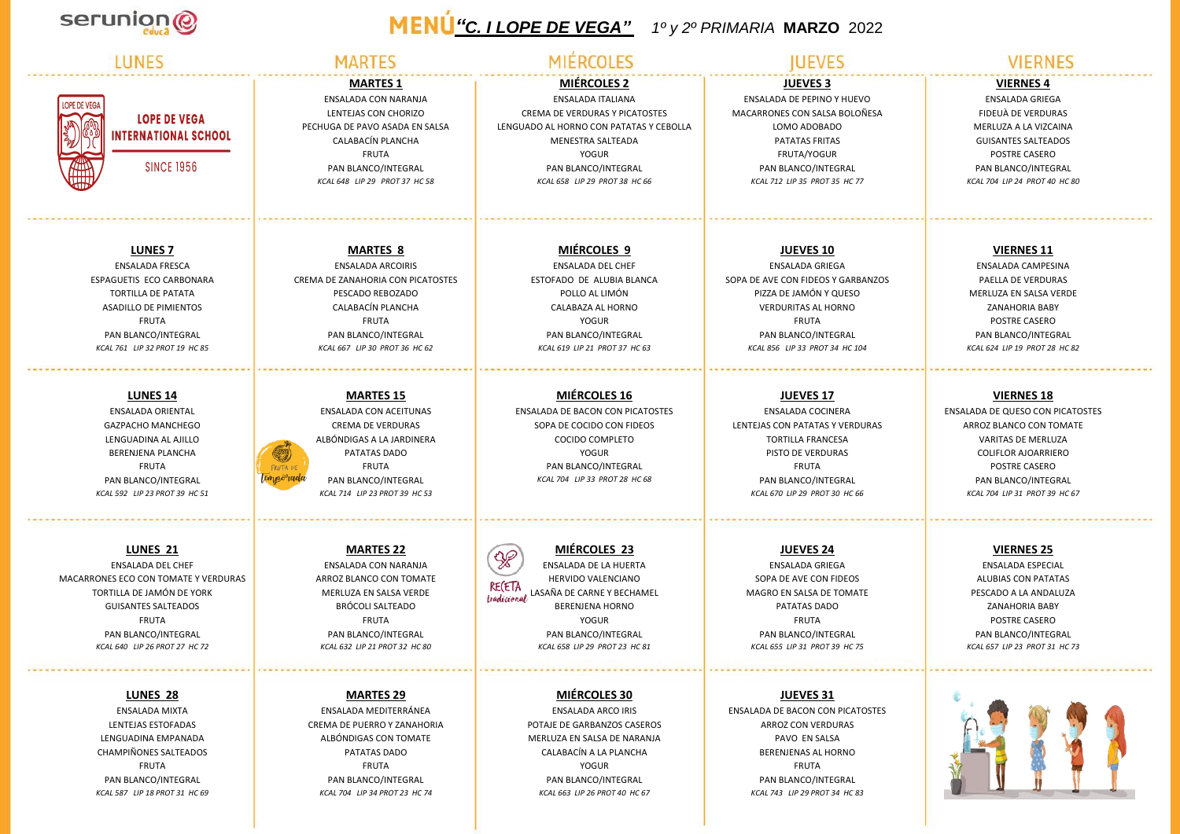# MENÚ *"C. I LOPE DE VEGA"* *1º y 2º PRIMARIA* **MARZO** 2022

LOPE DE VEGA INTERNATIONAL SCHOOL
SINCE 1956

| LUNES | MARTES | MIÉRCOLES | JUEVES | VIERNES |
|---|---|---|---|---|
| | **MARTES 1**<br>ENSALADA CON NARANJA<br>LENTEJAS CON CHORIZO<br>PECHUGA DE PAVO ASADA EN SALSA<br>CALABACÍN PLANCHA<br>FRUTA<br>PAN BLANCO/INTEGRAL<br>*KCAL 648 LIP 29 PROT 37 HC 58* | **MIÉRCOLES 2**<br>ENSALADA ITALIANA<br>CREMA DE VERDURAS Y PICATOSTES<br>LENGUADO AL HORNO CON PATATAS Y CEBOLLA<br>MENESTRA SALTEADA<br>YOGUR<br>PAN BLANCO/INTEGRAL<br>*KCAL 658 LIP 29 PROT 38 HC 66* | **JUEVES 3**<br>ENSALADA DE PEPINO Y HUEVO<br>MACARRONES CON SALSA BOLOÑESA<br>LOMO ADOBADO<br>PATATAS FRITAS<br>FRUTA/YOGUR<br>PAN BLANCO/INTEGRAL<br>*KCAL 712 LIP 35 PROT 35 HC 77* | **VIERNES 4**<br>ENSALADA GRIEGA<br>FIDEUÀ DE VERDURAS<br>MERLUZA A LA VIZCAINA<br>GUISANTES SALTEADOS<br>POSTRE CASERO<br>PAN BLANCO/INTEGRAL<br>*KCAL 704 LIP 24 PROT 40 HC 80* |
| **LUNES 7**<br>ENSALADA FRESCA<br>ESPAGUETIS ECO CARBONARA<br>TORTILLA DE PATATA<br>ASADILLO DE PIMIENTOS<br>FRUTA<br>PAN BLANCO/INTEGRAL<br>*KCAL 761 LIP 32 PROT 19 HC 85* | **MARTES 8**<br>ENSALADA ARCOIRIS<br>CREMA DE ZANAHORIA CON PICATOSTES<br>PESCADO REBOZADO<br>CALABACÍN PLANCHA<br>FRUTA<br>PAN BLANCO/INTEGRAL<br>*KCAL 667 LIP 30 PROT 36 HC 62* | **MIÉRCOLES 9**<br>ENSALADA DEL CHEF<br>ESTOFADO DE ALUBIA BLANCA<br>POLLO AL LIMÓN<br>CALABAZA AL HORNO<br>YOGUR<br>PAN BLANCO/INTEGRAL<br>*KCAL 619 LIP 21 PROT 37 HC 63* | **JUEVES 10**<br>ENSALADA GRIEGA<br>SOPA DE AVE CON FIDEOS Y GARBANZOS<br>PIZZA DE JAMÓN Y QUESO<br>VERDURITAS AL HORNO<br>FRUTA<br>PAN BLANCO/INTEGRAL<br>*KCAL 856 LIP 33 PROT 34 HC 104* | **VIERNES 11**<br>ENSALADA CAMPESINA<br>PAELLA DE VERDURAS<br>MERLUZA EN SALSA VERDE<br>ZANAHORIA BABY<br>POSTRE CASERO<br>PAN BLANCO/INTEGRAL<br>*KCAL 624 LIP 19 PROT 28 HC 82* |
| **LUNES 14**<br>ENSALADA ORIENTAL<br>GAZPACHO MANCHEGO<br>LENGUADINA AL AJILLO<br>BERENJENA PLANCHA<br>FRUTA<br>PAN BLANCO/INTEGRAL<br>*KCAL 592 LIP 23 PROT 39 HC 51* | **MARTES 15**<br>ENSALADA CON ACEITUNAS<br>CREMA DE VERDURAS<br>ALBÓNDIGAS A LA JARDINERA<br>PATATAS DADO<br>FRUTA<br>PAN BLANCO/INTEGRAL<br>*KCAL 714 LIP 23 PROT 39 HC 53* | **MIÉRCOLES 16**<br>ENSALADA DE BACON CON PICATOSTES<br>SOPA DE COCIDO CON FIDEOS<br>COCIDO COMPLETO<br>YOGUR<br>PAN BLANCO/INTEGRAL<br>*KCAL 704 LIP 33 PROT 28 HC 68* | **JUEVES 17**<br>ENSALADA COCINERA<br>LENTEJAS CON PATATAS Y VERDURAS<br>TORTILLA FRANCESA<br>PISTO DE VERDURAS<br>FRUTA<br>PAN BLANCO/INTEGRAL<br>*KCAL 670 LIP 29 PROT 30 HC 66* | **VIERNES 18**<br>ENSALADA DE QUESO CON PICATOSTES<br>ARROZ BLANCO CON TOMATE<br>VARITAS DE MERLUZA<br>COLIFLOR AJOARRIERO<br>POSTRE CASERO<br>PAN BLANCO/INTEGRAL<br>*KCAL 704 LIP 31 PROT 39 HC 67* |
| **LUNES 21**<br>ENSALADA DEL CHEF<br>MACARRONES ECO CON TOMATE Y VERDURAS<br>TORTILLA DE JAMÓN DE YORK<br>GUISANTES SALTEADOS<br>FRUTA<br>PAN BLANCO/INTEGRAL<br>*KCAL 640 LIP 26 PROT 27 HC 72* | **MARTES 22**<br>ENSALADA CON NARANJA<br>ARROZ BLANCO CON TOMATE<br>MERLUZA EN SALSA VERDE<br>BRÓCOLI SALTEADO<br>FRUTA<br>PAN BLANCO/INTEGRAL<br>*KCAL 632 LIP 21 PROT 32 HC 80* | **MIÉRCOLES 23**<br>ENSALADA DE LA HUERTA<br>HERVIDO VALENCIANO<br>LASAÑA DE CARNE Y BECHAMEL<br>BERENJENA HORNO<br>YOGUR<br>PAN BLANCO/INTEGRAL<br>*KCAL 658 LIP 29 PROT 23 HC 81* | **JUEVES 24**<br>ENSALADA GRIEGA<br>SOPA DE AVE CON FIDEOS<br>MAGRO EN SALSA DE TOMATE<br>PATATAS DADO<br>FRUTA<br>PAN BLANCO/INTEGRAL<br>*KCAL 655 LIP 31 PROT 39 HC 75* | **VIERNES 25**<br>ENSALADA ESPECIAL<br>ALUBIAS CON PATATAS<br>PESCADO A LA ANDALUZA<br>ZANAHORIA BABY<br>POSTRE CASERO<br>PAN BLANCO/INTEGRAL<br>*KCAL 657 LIP 23 PROT 31 HC 73* |
| **LUNES 28**<br>ENSALADA MIXTA<br>LENTEJAS ESTOFADAS<br>LENGUADINA EMPANADA<br>CHAMPIÑONES SALTEADOS<br>FRUTA<br>PAN BLANCO/INTEGRAL<br>*KCAL 587 LIP 18 PROT 31 HC 69* | **MARTES 29**<br>ENSALADA MEDITERRÁNEA<br>CREMA DE PUERRO Y ZANAHORIA<br>ALBÓNDIGAS CON TOMATE<br>PATATAS DADO<br>FRUTA<br>PAN BLANCO/INTEGRAL<br>*KCAL 704 LIP 34 PROT 23 HC 74* | **MIÉRCOLES 30**<br>ENSALADA ARCO IRIS<br>POTAJE DE GARBANZOS CASEROS<br>MERLUZA EN SALSA DE NARANJA<br>CALABACÍN A LA PLANCHA<br>YOGUR<br>PAN BLANCO/INTEGRAL<br>*KCAL 663 LIP 26 PROT 40 HC 67* | **JUEVES 31**<br>ENSALADA DE BACON CON PICATOSTES<br>ARROZ CON VERDURAS<br>PAVO EN SALSA<br>BERENJENAS AL HORNO<br>FRUTA<br>PAN BLANCO/INTEGRAL<br>*KCAL 743 LIP 29 PROT 34 HC 83* | |

FRUTA DE temporada

RECETA tradicional